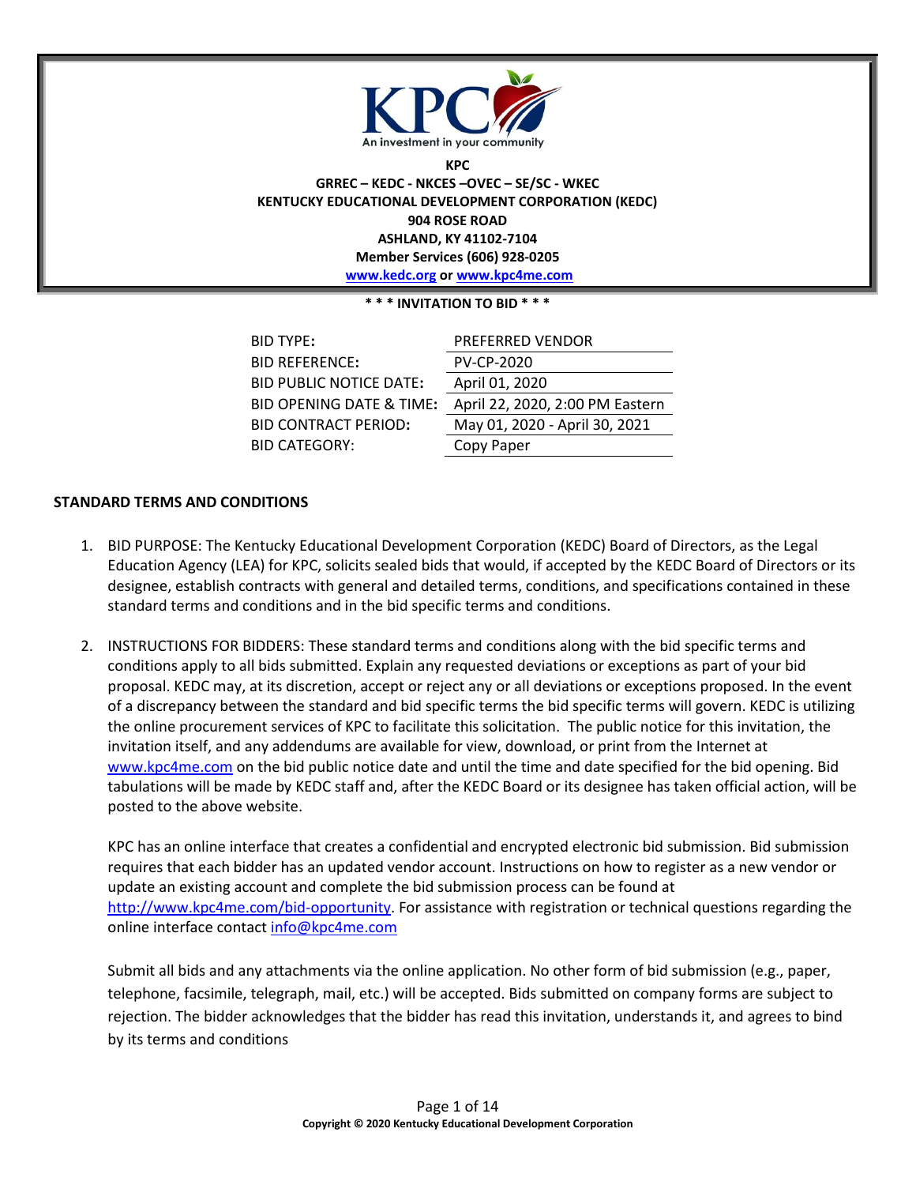KPC

An investment in your community

**KPC**

**GRREC – KEDC - NKCES –OVEC – SE/SC - WKEC**

**KENTUCKY EDUCATIONAL DEVELOPMENT CORPORATION (KEDC)**

**904 ROSE ROAD**

**ASHLAND, KY 41102-7104**

**Member Services (606) 928-0205**

**www.kedc.org or www.kpc4me.com**

**\* \* \* INVITATION TO BID \* \* \***

| | |
|---|---|
| BID TYPE: | PREFERRED VENDOR |
| BID REFERENCE: | PV-CP-2020 |
| BID PUBLIC NOTICE DATE: | April 01, 2020 |
| BID OPENING DATE & TIME: | April 22, 2020, 2:00 PM Eastern |
| BID CONTRACT PERIOD: | May 01, 2020 - April 30, 2021 |
| BID CATEGORY: | Copy Paper |

## STANDARD TERMS AND CONDITIONS

1. BID PURPOSE: The Kentucky Educational Development Corporation (KEDC) Board of Directors, as the Legal Education Agency (LEA) for KPC, solicits sealed bids that would, if accepted by the KEDC Board of Directors or its designee, establish contracts with general and detailed terms, conditions, and specifications contained in these standard terms and conditions and in the bid specific terms and conditions.

2. INSTRUCTIONS FOR BIDDERS: These standard terms and conditions along with the bid specific terms and conditions apply to all bids submitted. Explain any requested deviations or exceptions as part of your bid proposal. KEDC may, at its discretion, accept or reject any or all deviations or exceptions proposed. In the event of a discrepancy between the standard and bid specific terms the bid specific terms will govern. KEDC is utilizing the online procurement services of KPC to facilitate this solicitation. The public notice for this invitation, the invitation itself, and any addendums are available for view, download, or print from the Internet at www.kpc4me.com on the bid public notice date and until the time and date specified for the bid opening. Bid tabulations will be made by KEDC staff and, after the KEDC Board or its designee has taken official action, will be posted to the above website.

   KPC has an online interface that creates a confidential and encrypted electronic bid submission. Bid submission requires that each bidder has an updated vendor account. Instructions on how to register as a new vendor or update an existing account and complete the bid submission process can be found at http://www.kpc4me.com/bid-opportunity. For assistance with registration or technical questions regarding the online interface contact info@kpc4me.com

   Submit all bids and any attachments via the online application. No other form of bid submission (e.g., paper, telephone, facsimile, telegraph, mail, etc.) will be accepted. Bids submitted on company forms are subject to rejection. The bidder acknowledges that the bidder has read this invitation, understands it, and agrees to bind by its terms and conditions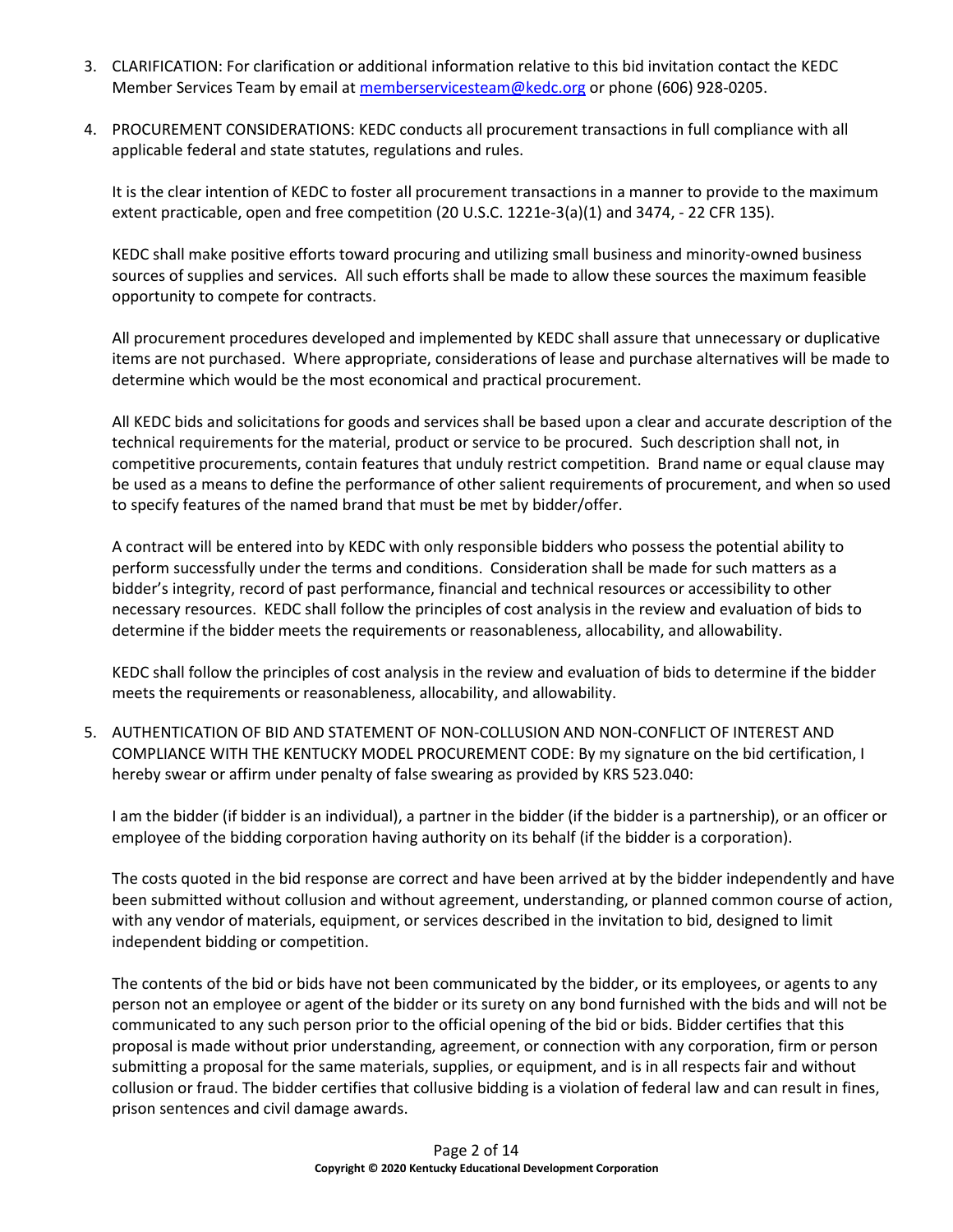3. CLARIFICATION: For clarification or additional information relative to this bid invitation contact the KEDC Member Services Team by email at memberservicesteam@kedc.org or phone (606) 928-0205.

4. PROCUREMENT CONSIDERATIONS: KEDC conducts all procurement transactions in full compliance with all applicable federal and state statutes, regulations and rules.

   It is the clear intention of KEDC to foster all procurement transactions in a manner to provide to the maximum extent practicable, open and free competition (20 U.S.C. 1221e-3(a)(1) and 3474, - 22 CFR 135).

   KEDC shall make positive efforts toward procuring and utilizing small business and minority-owned business sources of supplies and services. All such efforts shall be made to allow these sources the maximum feasible opportunity to compete for contracts.

   All procurement procedures developed and implemented by KEDC shall assure that unnecessary or duplicative items are not purchased. Where appropriate, considerations of lease and purchase alternatives will be made to determine which would be the most economical and practical procurement.

   All KEDC bids and solicitations for goods and services shall be based upon a clear and accurate description of the technical requirements for the material, product or service to be procured. Such description shall not, in competitive procurements, contain features that unduly restrict competition. Brand name or equal clause may be used as a means to define the performance of other salient requirements of procurement, and when so used to specify features of the named brand that must be met by bidder/offer.

   A contract will be entered into by KEDC with only responsible bidders who possess the potential ability to perform successfully under the terms and conditions. Consideration shall be made for such matters as a bidder's integrity, record of past performance, financial and technical resources or accessibility to other necessary resources. KEDC shall follow the principles of cost analysis in the review and evaluation of bids to determine if the bidder meets the requirements or reasonableness, allocability, and allowability.

   KEDC shall follow the principles of cost analysis in the review and evaluation of bids to determine if the bidder meets the requirements or reasonableness, allocability, and allowability.

5. AUTHENTICATION OF BID AND STATEMENT OF NON-COLLUSION AND NON-CONFLICT OF INTEREST AND COMPLIANCE WITH THE KENTUCKY MODEL PROCUREMENT CODE: By my signature on the bid certification, I hereby swear or affirm under penalty of false swearing as provided by KRS 523.040:

   I am the bidder (if bidder is an individual), a partner in the bidder (if the bidder is a partnership), or an officer or employee of the bidding corporation having authority on its behalf (if the bidder is a corporation).

   The costs quoted in the bid response are correct and have been arrived at by the bidder independently and have been submitted without collusion and without agreement, understanding, or planned common course of action, with any vendor of materials, equipment, or services described in the invitation to bid, designed to limit independent bidding or competition.

   The contents of the bid or bids have not been communicated by the bidder, or its employees, or agents to any person not an employee or agent of the bidder or its surety on any bond furnished with the bids and will not be communicated to any such person prior to the official opening of the bid or bids. Bidder certifies that this proposal is made without prior understanding, agreement, or connection with any corporation, firm or person submitting a proposal for the same materials, supplies, or equipment, and is in all respects fair and without collusion or fraud. The bidder certifies that collusive bidding is a violation of federal law and can result in fines, prison sentences and civil damage awards.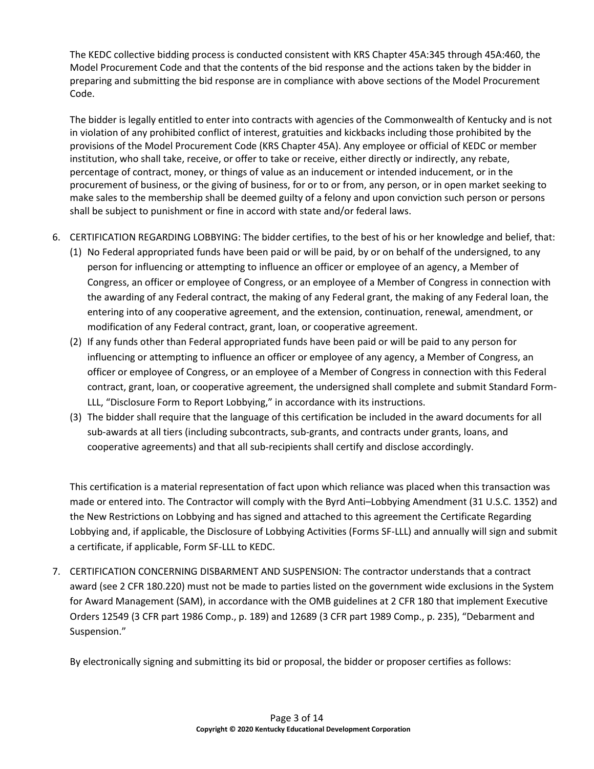The KEDC collective bidding process is conducted consistent with KRS Chapter 45A:345 through 45A:460, the Model Procurement Code and that the contents of the bid response and the actions taken by the bidder in preparing and submitting the bid response are in compliance with above sections of the Model Procurement Code.

The bidder is legally entitled to enter into contracts with agencies of the Commonwealth of Kentucky and is not in violation of any prohibited conflict of interest, gratuities and kickbacks including those prohibited by the provisions of the Model Procurement Code (KRS Chapter 45A). Any employee or official of KEDC or member institution, who shall take, receive, or offer to take or receive, either directly or indirectly, any rebate, percentage of contract, money, or things of value as an inducement or intended inducement, or in the procurement of business, or the giving of business, for or to or from, any person, or in open market seeking to make sales to the membership shall be deemed guilty of a felony and upon conviction such person or persons shall be subject to punishment or fine in accord with state and/or federal laws.

6. CERTIFICATION REGARDING LOBBYING: The bidder certifies, to the best of his or her knowledge and belief, that:
   (1) No Federal appropriated funds have been paid or will be paid, by or on behalf of the undersigned, to any person for influencing or attempting to influence an officer or employee of an agency, a Member of Congress, an officer or employee of Congress, or an employee of a Member of Congress in connection with the awarding of any Federal contract, the making of any Federal grant, the making of any Federal loan, the entering into of any cooperative agreement, and the extension, continuation, renewal, amendment, or modification of any Federal contract, grant, loan, or cooperative agreement.
   (2) If any funds other than Federal appropriated funds have been paid or will be paid to any person for influencing or attempting to influence an officer or employee of any agency, a Member of Congress, an officer or employee of Congress, or an employee of a Member of Congress in connection with this Federal contract, grant, loan, or cooperative agreement, the undersigned shall complete and submit Standard Form-LLL, "Disclosure Form to Report Lobbying," in accordance with its instructions.
   (3) The bidder shall require that the language of this certification be included in the award documents for all sub-awards at all tiers (including subcontracts, sub-grants, and contracts under grants, loans, and cooperative agreements) and that all sub-recipients shall certify and disclose accordingly.

   This certification is a material representation of fact upon which reliance was placed when this transaction was made or entered into. The Contractor will comply with the Byrd Anti–Lobbying Amendment (31 U.S.C. 1352) and the New Restrictions on Lobbying and has signed and attached to this agreement the Certificate Regarding Lobbying and, if applicable, the Disclosure of Lobbying Activities (Forms SF-LLL) and annually will sign and submit a certificate, if applicable, Form SF-LLL to KEDC.

7. CERTIFICATION CONCERNING DISBARMENT AND SUSPENSION: The contractor understands that a contract award (see 2 CFR 180.220) must not be made to parties listed on the government wide exclusions in the System for Award Management (SAM), in accordance with the OMB guidelines at 2 CFR 180 that implement Executive Orders 12549 (3 CFR part 1986 Comp., p. 189) and 12689 (3 CFR part 1989 Comp., p. 235), "Debarment and Suspension."

   By electronically signing and submitting its bid or proposal, the bidder or proposer certifies as follows: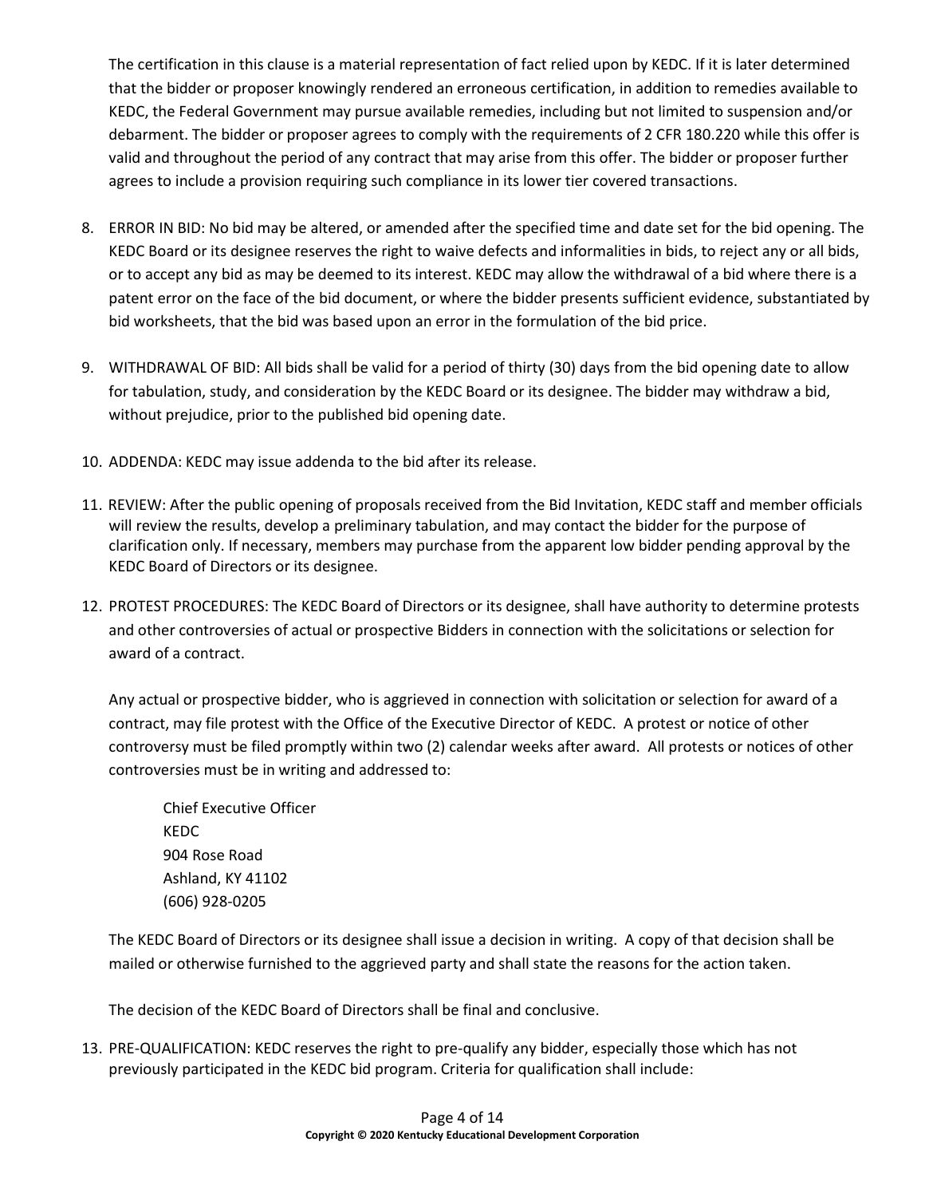The certification in this clause is a material representation of fact relied upon by KEDC. If it is later determined that the bidder or proposer knowingly rendered an erroneous certification, in addition to remedies available to KEDC, the Federal Government may pursue available remedies, including but not limited to suspension and/or debarment. The bidder or proposer agrees to comply with the requirements of 2 CFR 180.220 while this offer is valid and throughout the period of any contract that may arise from this offer. The bidder or proposer further agrees to include a provision requiring such compliance in its lower tier covered transactions.

8. ERROR IN BID: No bid may be altered, or amended after the specified time and date set for the bid opening. The KEDC Board or its designee reserves the right to waive defects and informalities in bids, to reject any or all bids, or to accept any bid as may be deemed to its interest. KEDC may allow the withdrawal of a bid where there is a patent error on the face of the bid document, or where the bidder presents sufficient evidence, substantiated by bid worksheets, that the bid was based upon an error in the formulation of the bid price.

9. WITHDRAWAL OF BID: All bids shall be valid for a period of thirty (30) days from the bid opening date to allow for tabulation, study, and consideration by the KEDC Board or its designee. The bidder may withdraw a bid, without prejudice, prior to the published bid opening date.

10. ADDENDA: KEDC may issue addenda to the bid after its release.

11. REVIEW: After the public opening of proposals received from the Bid Invitation, KEDC staff and member officials will review the results, develop a preliminary tabulation, and may contact the bidder for the purpose of clarification only. If necessary, members may purchase from the apparent low bidder pending approval by the KEDC Board of Directors or its designee.

12. PROTEST PROCEDURES: The KEDC Board of Directors or its designee, shall have authority to determine protests and other controversies of actual or prospective Bidders in connection with the solicitations or selection for award of a contract.

    Any actual or prospective bidder, who is aggrieved in connection with solicitation or selection for award of a contract, may file protest with the Office of the Executive Director of KEDC. A protest or notice of other controversy must be filed promptly within two (2) calendar weeks after award. All protests or notices of other controversies must be in writing and addressed to:

    Chief Executive Officer
    KEDC
    904 Rose Road
    Ashland, KY 41102
    (606) 928-0205

    The KEDC Board of Directors or its designee shall issue a decision in writing. A copy of that decision shall be mailed or otherwise furnished to the aggrieved party and shall state the reasons for the action taken.

    The decision of the KEDC Board of Directors shall be final and conclusive.

13. PRE-QUALIFICATION: KEDC reserves the right to pre-qualify any bidder, especially those which has not previously participated in the KEDC bid program. Criteria for qualification shall include: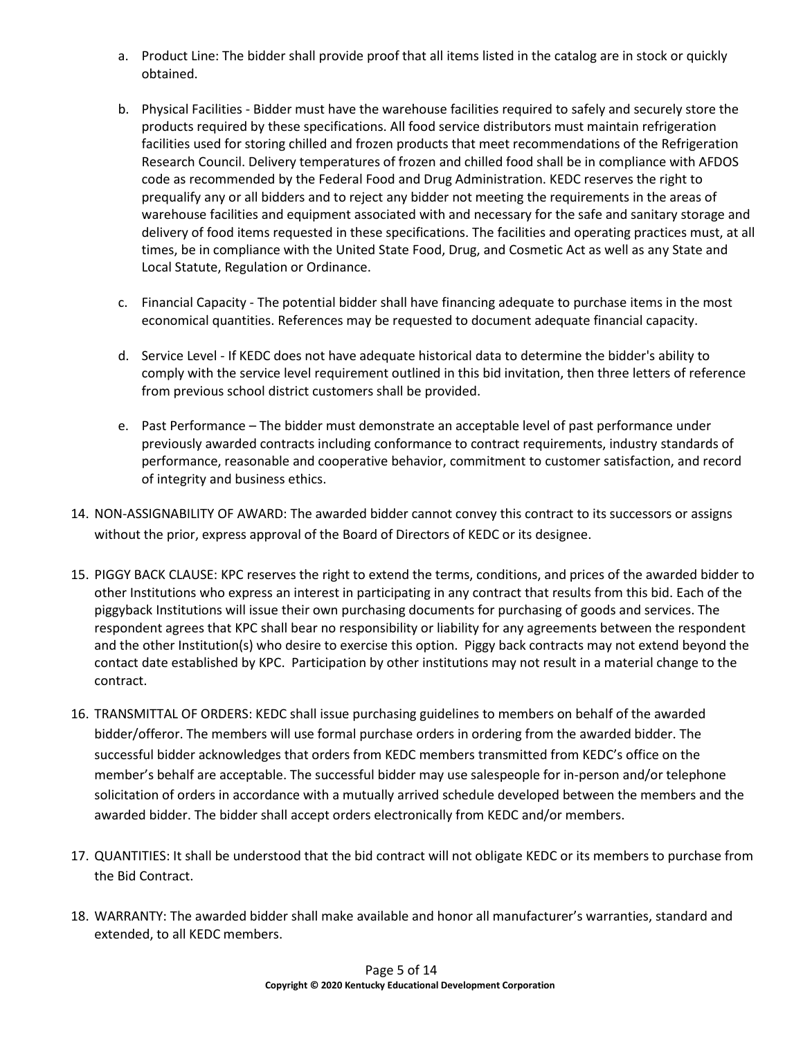a. Product Line: The bidder shall provide proof that all items listed in the catalog are in stock or quickly obtained.

b. Physical Facilities - Bidder must have the warehouse facilities required to safely and securely store the products required by these specifications. All food service distributors must maintain refrigeration facilities used for storing chilled and frozen products that meet recommendations of the Refrigeration Research Council. Delivery temperatures of frozen and chilled food shall be in compliance with AFDOS code as recommended by the Federal Food and Drug Administration. KEDC reserves the right to prequalify any or all bidders and to reject any bidder not meeting the requirements in the areas of warehouse facilities and equipment associated with and necessary for the safe and sanitary storage and delivery of food items requested in these specifications. The facilities and operating practices must, at all times, be in compliance with the United State Food, Drug, and Cosmetic Act as well as any State and Local Statute, Regulation or Ordinance.

c. Financial Capacity - The potential bidder shall have financing adequate to purchase items in the most economical quantities. References may be requested to document adequate financial capacity.

d. Service Level - If KEDC does not have adequate historical data to determine the bidder's ability to comply with the service level requirement outlined in this bid invitation, then three letters of reference from previous school district customers shall be provided.

e. Past Performance – The bidder must demonstrate an acceptable level of past performance under previously awarded contracts including conformance to contract requirements, industry standards of performance, reasonable and cooperative behavior, commitment to customer satisfaction, and record of integrity and business ethics.

14. NON-ASSIGNABILITY OF AWARD: The awarded bidder cannot convey this contract to its successors or assigns without the prior, express approval of the Board of Directors of KEDC or its designee.

15. PIGGY BACK CLAUSE: KPC reserves the right to extend the terms, conditions, and prices of the awarded bidder to other Institutions who express an interest in participating in any contract that results from this bid. Each of the piggyback Institutions will issue their own purchasing documents for purchasing of goods and services. The respondent agrees that KPC shall bear no responsibility or liability for any agreements between the respondent and the other Institution(s) who desire to exercise this option. Piggy back contracts may not extend beyond the contact date established by KPC. Participation by other institutions may not result in a material change to the contract.

16. TRANSMITTAL OF ORDERS: KEDC shall issue purchasing guidelines to members on behalf of the awarded bidder/offeror. The members will use formal purchase orders in ordering from the awarded bidder. The successful bidder acknowledges that orders from KEDC members transmitted from KEDC's office on the member's behalf are acceptable. The successful bidder may use salespeople for in-person and/or telephone solicitation of orders in accordance with a mutually arrived schedule developed between the members and the awarded bidder. The bidder shall accept orders electronically from KEDC and/or members.

17. QUANTITIES: It shall be understood that the bid contract will not obligate KEDC or its members to purchase from the Bid Contract.

18. WARRANTY: The awarded bidder shall make available and honor all manufacturer's warranties, standard and extended, to all KEDC members.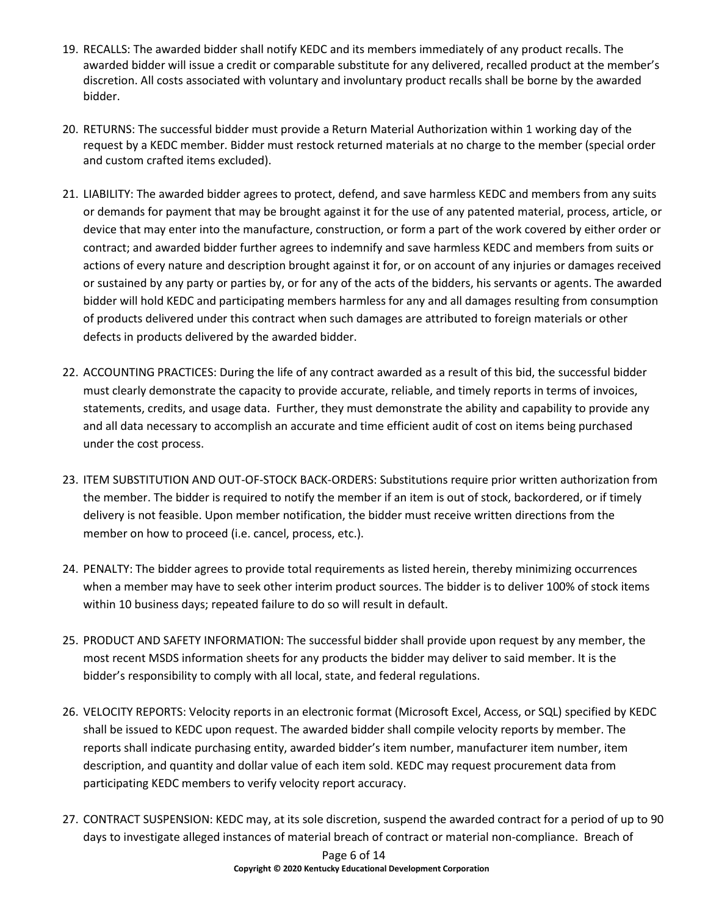19. RECALLS: The awarded bidder shall notify KEDC and its members immediately of any product recalls. The awarded bidder will issue a credit or comparable substitute for any delivered, recalled product at the member's discretion. All costs associated with voluntary and involuntary product recalls shall be borne by the awarded bidder.

20. RETURNS: The successful bidder must provide a Return Material Authorization within 1 working day of the request by a KEDC member. Bidder must restock returned materials at no charge to the member (special order and custom crafted items excluded).

21. LIABILITY: The awarded bidder agrees to protect, defend, and save harmless KEDC and members from any suits or demands for payment that may be brought against it for the use of any patented material, process, article, or device that may enter into the manufacture, construction, or form a part of the work covered by either order or contract; and awarded bidder further agrees to indemnify and save harmless KEDC and members from suits or actions of every nature and description brought against it for, or on account of any injuries or damages received or sustained by any party or parties by, or for any of the acts of the bidders, his servants or agents. The awarded bidder will hold KEDC and participating members harmless for any and all damages resulting from consumption of products delivered under this contract when such damages are attributed to foreign materials or other defects in products delivered by the awarded bidder.

22. ACCOUNTING PRACTICES: During the life of any contract awarded as a result of this bid, the successful bidder must clearly demonstrate the capacity to provide accurate, reliable, and timely reports in terms of invoices, statements, credits, and usage data. Further, they must demonstrate the ability and capability to provide any and all data necessary to accomplish an accurate and time efficient audit of cost on items being purchased under the cost process.

23. ITEM SUBSTITUTION AND OUT-OF-STOCK BACK-ORDERS: Substitutions require prior written authorization from the member. The bidder is required to notify the member if an item is out of stock, backordered, or if timely delivery is not feasible. Upon member notification, the bidder must receive written directions from the member on how to proceed (i.e. cancel, process, etc.).

24. PENALTY: The bidder agrees to provide total requirements as listed herein, thereby minimizing occurrences when a member may have to seek other interim product sources. The bidder is to deliver 100% of stock items within 10 business days; repeated failure to do so will result in default.

25. PRODUCT AND SAFETY INFORMATION: The successful bidder shall provide upon request by any member, the most recent MSDS information sheets for any products the bidder may deliver to said member. It is the bidder's responsibility to comply with all local, state, and federal regulations.

26. VELOCITY REPORTS: Velocity reports in an electronic format (Microsoft Excel, Access, or SQL) specified by KEDC shall be issued to KEDC upon request. The awarded bidder shall compile velocity reports by member. The reports shall indicate purchasing entity, awarded bidder's item number, manufacturer item number, item description, and quantity and dollar value of each item sold. KEDC may request procurement data from participating KEDC members to verify velocity report accuracy.

27. CONTRACT SUSPENSION: KEDC may, at its sole discretion, suspend the awarded contract for a period of up to 90 days to investigate alleged instances of material breach of contract or material non-compliance. Breach of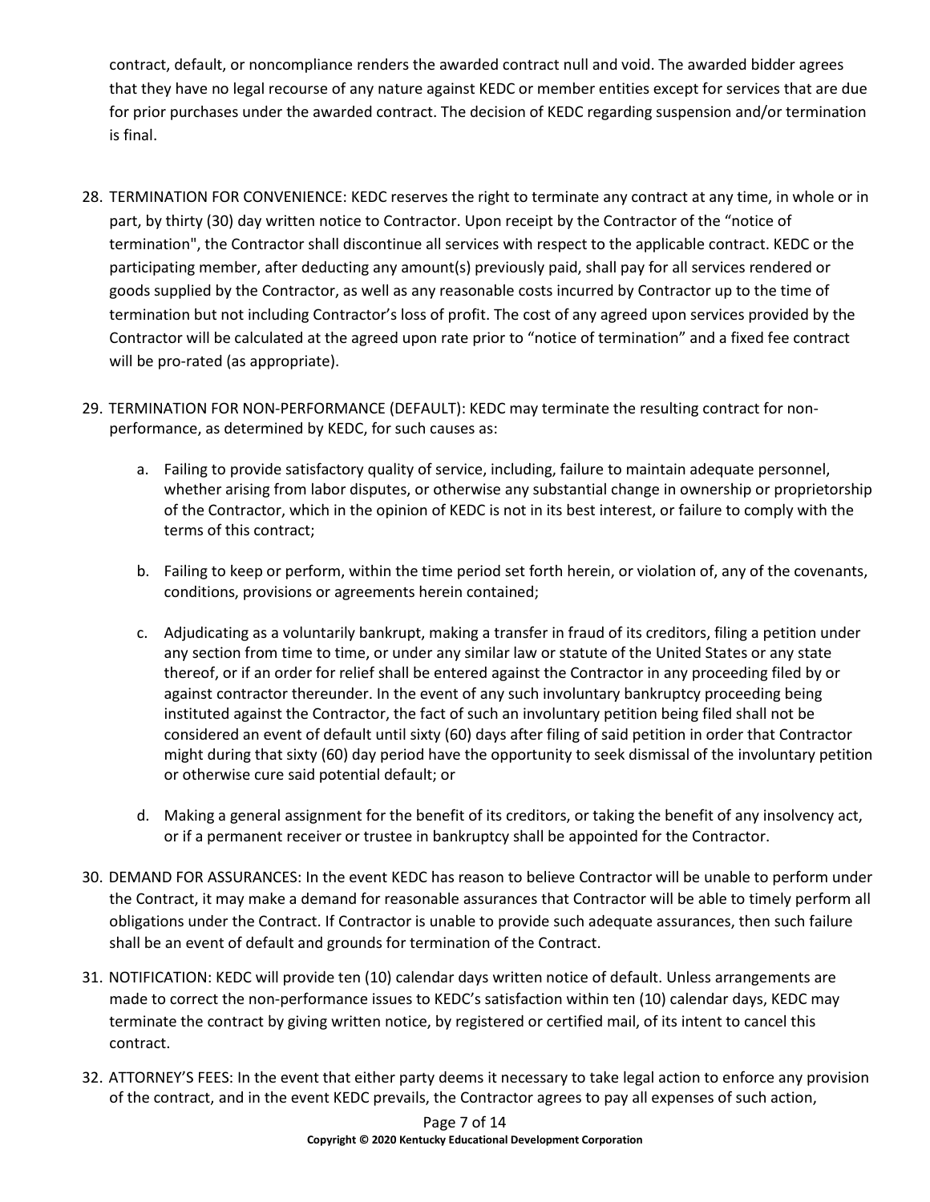contract, default, or noncompliance renders the awarded contract null and void. The awarded bidder agrees that they have no legal recourse of any nature against KEDC or member entities except for services that are due for prior purchases under the awarded contract. The decision of KEDC regarding suspension and/or termination is final.

28. TERMINATION FOR CONVENIENCE: KEDC reserves the right to terminate any contract at any time, in whole or in part, by thirty (30) day written notice to Contractor. Upon receipt by the Contractor of the "notice of termination", the Contractor shall discontinue all services with respect to the applicable contract. KEDC or the participating member, after deducting any amount(s) previously paid, shall pay for all services rendered or goods supplied by the Contractor, as well as any reasonable costs incurred by Contractor up to the time of termination but not including Contractor's loss of profit. The cost of any agreed upon services provided by the Contractor will be calculated at the agreed upon rate prior to "notice of termination" and a fixed fee contract will be pro-rated (as appropriate).

29. TERMINATION FOR NON-PERFORMANCE (DEFAULT): KEDC may terminate the resulting contract for non-performance, as determined by KEDC, for such causes as:

    a. Failing to provide satisfactory quality of service, including, failure to maintain adequate personnel, whether arising from labor disputes, or otherwise any substantial change in ownership or proprietorship of the Contractor, which in the opinion of KEDC is not in its best interest, or failure to comply with the terms of this contract;

    b. Failing to keep or perform, within the time period set forth herein, or violation of, any of the covenants, conditions, provisions or agreements herein contained;

    c. Adjudicating as a voluntarily bankrupt, making a transfer in fraud of its creditors, filing a petition under any section from time to time, or under any similar law or statute of the United States or any state thereof, or if an order for relief shall be entered against the Contractor in any proceeding filed by or against contractor thereunder. In the event of any such involuntary bankruptcy proceeding being instituted against the Contractor, the fact of such an involuntary petition being filed shall not be considered an event of default until sixty (60) days after filing of said petition in order that Contractor might during that sixty (60) day period have the opportunity to seek dismissal of the involuntary petition or otherwise cure said potential default; or

    d. Making a general assignment for the benefit of its creditors, or taking the benefit of any insolvency act, or if a permanent receiver or trustee in bankruptcy shall be appointed for the Contractor.

30. DEMAND FOR ASSURANCES: In the event KEDC has reason to believe Contractor will be unable to perform under the Contract, it may make a demand for reasonable assurances that Contractor will be able to timely perform all obligations under the Contract. If Contractor is unable to provide such adequate assurances, then such failure shall be an event of default and grounds for termination of the Contract.

31. NOTIFICATION: KEDC will provide ten (10) calendar days written notice of default. Unless arrangements are made to correct the non-performance issues to KEDC's satisfaction within ten (10) calendar days, KEDC may terminate the contract by giving written notice, by registered or certified mail, of its intent to cancel this contract.

32. ATTORNEY'S FEES: In the event that either party deems it necessary to take legal action to enforce any provision of the contract, and in the event KEDC prevails, the Contractor agrees to pay all expenses of such action,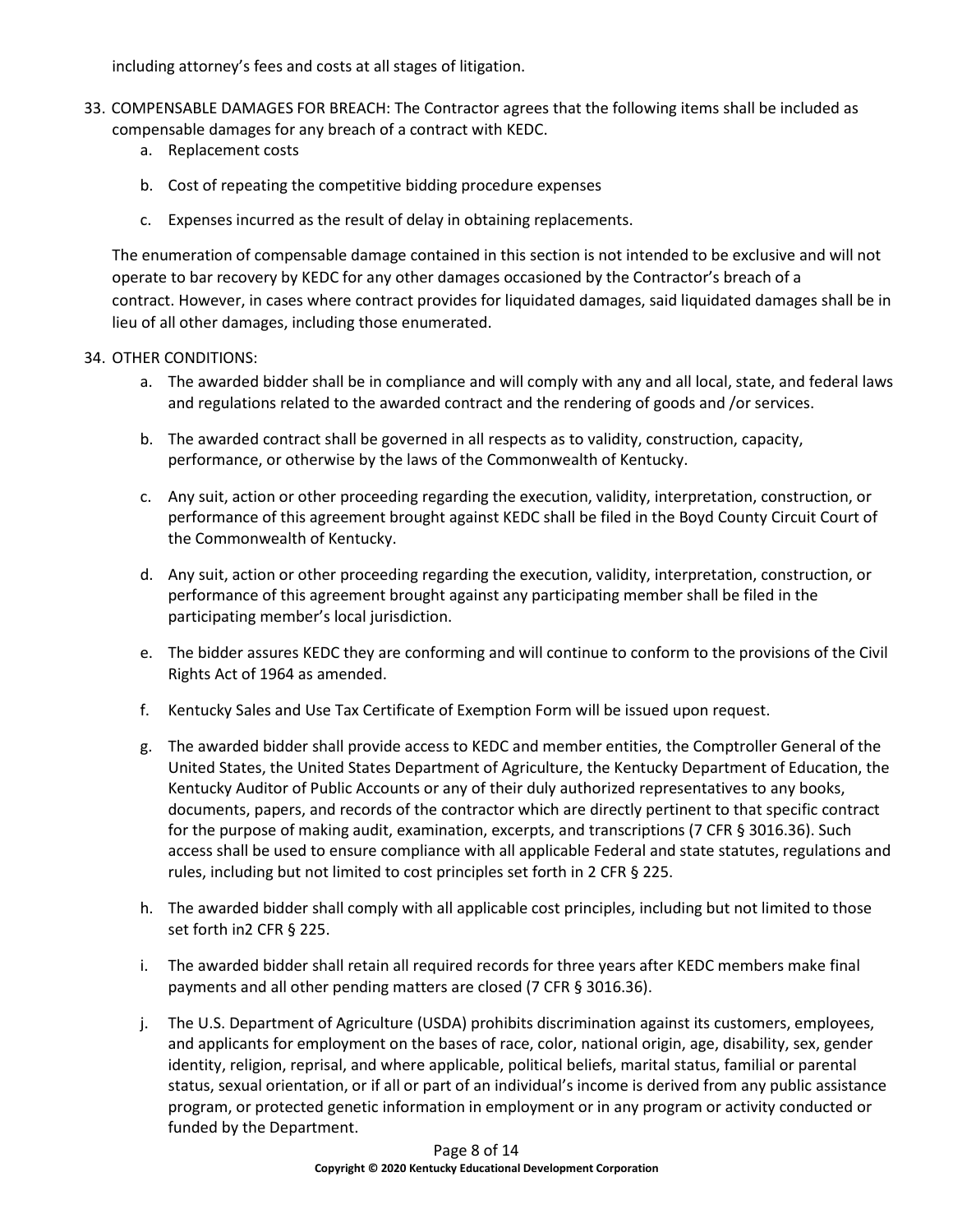including attorney's fees and costs at all stages of litigation.

33. COMPENSABLE DAMAGES FOR BREACH: The Contractor agrees that the following items shall be included as compensable damages for any breach of a contract with KEDC.
    a. Replacement costs
    b. Cost of repeating the competitive bidding procedure expenses
    c. Expenses incurred as the result of delay in obtaining replacements.

    The enumeration of compensable damage contained in this section is not intended to be exclusive and will not operate to bar recovery by KEDC for any other damages occasioned by the Contractor's breach of a contract. However, in cases where contract provides for liquidated damages, said liquidated damages shall be in lieu of all other damages, including those enumerated.

34. OTHER CONDITIONS:
    a. The awarded bidder shall be in compliance and will comply with any and all local, state, and federal laws and regulations related to the awarded contract and the rendering of goods and /or services.
    b. The awarded contract shall be governed in all respects as to validity, construction, capacity, performance, or otherwise by the laws of the Commonwealth of Kentucky.
    c. Any suit, action or other proceeding regarding the execution, validity, interpretation, construction, or performance of this agreement brought against KEDC shall be filed in the Boyd County Circuit Court of the Commonwealth of Kentucky.
    d. Any suit, action or other proceeding regarding the execution, validity, interpretation, construction, or performance of this agreement brought against any participating member shall be filed in the participating member's local jurisdiction.
    e. The bidder assures KEDC they are conforming and will continue to conform to the provisions of the Civil Rights Act of 1964 as amended.
    f. Kentucky Sales and Use Tax Certificate of Exemption Form will be issued upon request.
    g. The awarded bidder shall provide access to KEDC and member entities, the Comptroller General of the United States, the United States Department of Agriculture, the Kentucky Department of Education, the Kentucky Auditor of Public Accounts or any of their duly authorized representatives to any books, documents, papers, and records of the contractor which are directly pertinent to that specific contract for the purpose of making audit, examination, excerpts, and transcriptions (7 CFR § 3016.36). Such access shall be used to ensure compliance with all applicable Federal and state statutes, regulations and rules, including but not limited to cost principles set forth in 2 CFR § 225.
    h. The awarded bidder shall comply with all applicable cost principles, including but not limited to those set forth in2 CFR § 225.
    i. The awarded bidder shall retain all required records for three years after KEDC members make final payments and all other pending matters are closed (7 CFR § 3016.36).
    j. The U.S. Department of Agriculture (USDA) prohibits discrimination against its customers, employees, and applicants for employment on the bases of race, color, national origin, age, disability, sex, gender identity, religion, reprisal, and where applicable, political beliefs, marital status, familial or parental status, sexual orientation, or if all or part of an individual's income is derived from any public assistance program, or protected genetic information in employment or in any program or activity conducted or funded by the Department.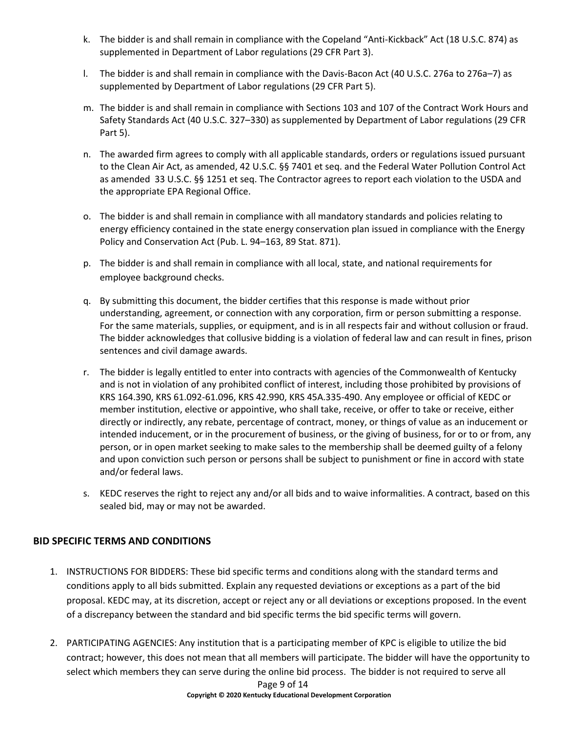k. The bidder is and shall remain in compliance with the Copeland "Anti-Kickback" Act (18 U.S.C. 874) as supplemented in Department of Labor regulations (29 CFR Part 3).

l. The bidder is and shall remain in compliance with the Davis-Bacon Act (40 U.S.C. 276a to 276a–7) as supplemented by Department of Labor regulations (29 CFR Part 5).

m. The bidder is and shall remain in compliance with Sections 103 and 107 of the Contract Work Hours and Safety Standards Act (40 U.S.C. 327–330) as supplemented by Department of Labor regulations (29 CFR Part 5).

n. The awarded firm agrees to comply with all applicable standards, orders or regulations issued pursuant to the Clean Air Act, as amended, 42 U.S.C. §§ 7401 et seq. and the Federal Water Pollution Control Act as amended 33 U.S.C. §§ 1251 et seq. The Contractor agrees to report each violation to the USDA and the appropriate EPA Regional Office.

o. The bidder is and shall remain in compliance with all mandatory standards and policies relating to energy efficiency contained in the state energy conservation plan issued in compliance with the Energy Policy and Conservation Act (Pub. L. 94–163, 89 Stat. 871).

p. The bidder is and shall remain in compliance with all local, state, and national requirements for employee background checks.

q. By submitting this document, the bidder certifies that this response is made without prior understanding, agreement, or connection with any corporation, firm or person submitting a response. For the same materials, supplies, or equipment, and is in all respects fair and without collusion or fraud. The bidder acknowledges that collusive bidding is a violation of federal law and can result in fines, prison sentences and civil damage awards.

r. The bidder is legally entitled to enter into contracts with agencies of the Commonwealth of Kentucky and is not in violation of any prohibited conflict of interest, including those prohibited by provisions of KRS 164.390, KRS 61.092-61.096, KRS 42.990, KRS 45A.335-490. Any employee or official of KEDC or member institution, elective or appointive, who shall take, receive, or offer to take or receive, either directly or indirectly, any rebate, percentage of contract, money, or things of value as an inducement or intended inducement, or in the procurement of business, or the giving of business, for or to or from, any person, or in open market seeking to make sales to the membership shall be deemed guilty of a felony and upon conviction such person or persons shall be subject to punishment or fine in accord with state and/or federal laws.

s. KEDC reserves the right to reject any and/or all bids and to waive informalities. A contract, based on this sealed bid, may or may not be awarded.

## BID SPECIFIC TERMS AND CONDITIONS

1. INSTRUCTIONS FOR BIDDERS: These bid specific terms and conditions along with the standard terms and conditions apply to all bids submitted. Explain any requested deviations or exceptions as a part of the bid proposal. KEDC may, at its discretion, accept or reject any or all deviations or exceptions proposed. In the event of a discrepancy between the standard and bid specific terms the bid specific terms will govern.

2. PARTICIPATING AGENCIES: Any institution that is a participating member of KPC is eligible to utilize the bid contract; however, this does not mean that all members will participate. The bidder will have the opportunity to select which members they can serve during the online bid process. The bidder is not required to serve all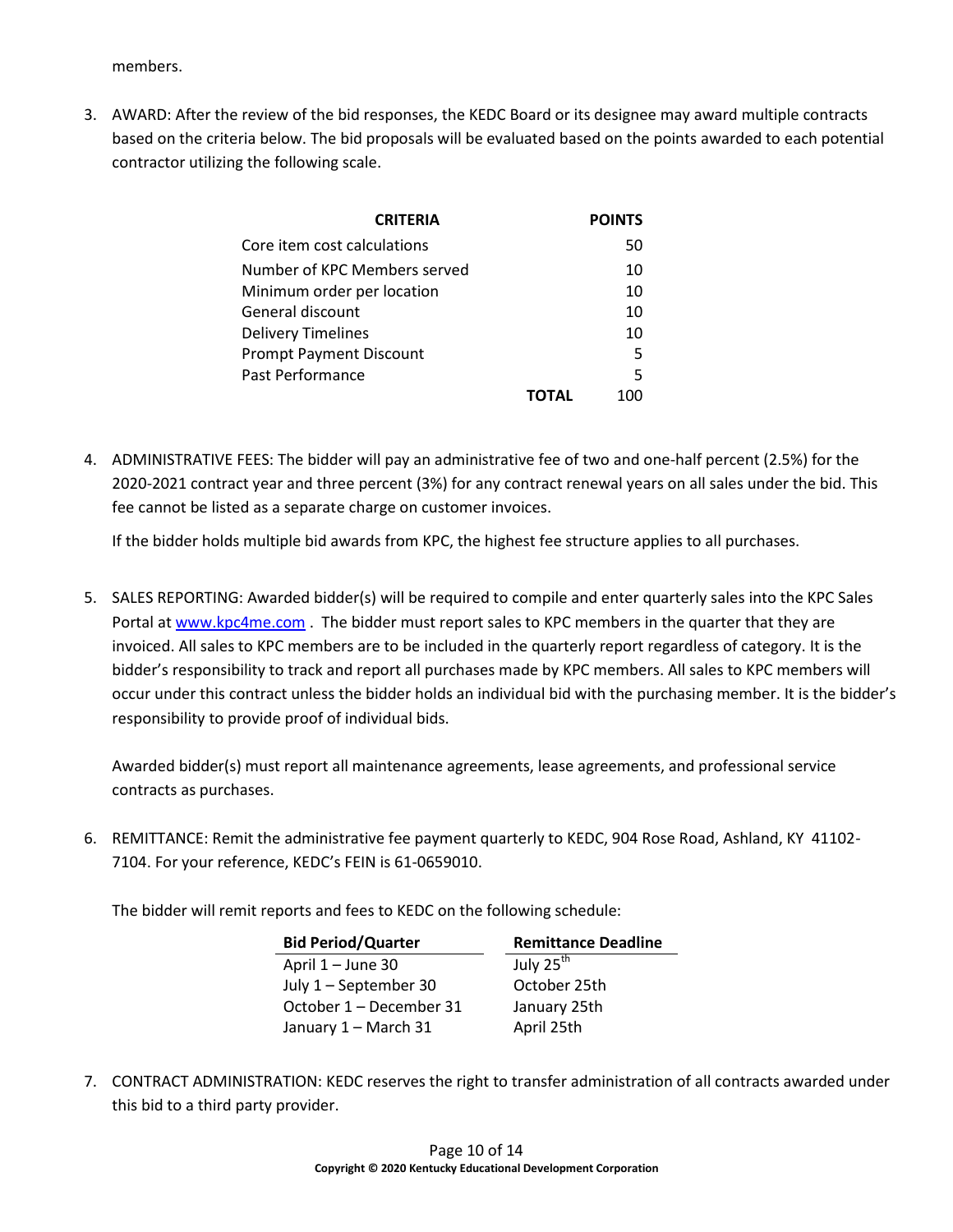members.

3. AWARD: After the review of the bid responses, the KEDC Board or its designee may award multiple contracts based on the criteria below. The bid proposals will be evaluated based on the points awarded to each potential contractor utilizing the following scale.

| CRITERIA | | POINTS |
|---|---|---|
| Core item cost calculations | | 50 |
| Number of KPC Members served | | 10 |
| Minimum order per location | | 10 |
| General discount | | 10 |
| Delivery Timelines | | 10 |
| Prompt Payment Discount | | 5 |
| Past Performance | | 5 |
| | **TOTAL** | 100 |

4. ADMINISTRATIVE FEES: The bidder will pay an administrative fee of two and one-half percent (2.5%) for the 2020-2021 contract year and three percent (3%) for any contract renewal years on all sales under the bid. This fee cannot be listed as a separate charge on customer invoices.

   If the bidder holds multiple bid awards from KPC, the highest fee structure applies to all purchases.

5. SALES REPORTING: Awarded bidder(s) will be required to compile and enter quarterly sales into the KPC Sales Portal at [www.kpc4me.com](http://www.kpc4me.com) . The bidder must report sales to KPC members in the quarter that they are invoiced. All sales to KPC members are to be included in the quarterly report regardless of category. It is the bidder's responsibility to track and report all purchases made by KPC members. All sales to KPC members will occur under this contract unless the bidder holds an individual bid with the purchasing member. It is the bidder's responsibility to provide proof of individual bids.

   Awarded bidder(s) must report all maintenance agreements, lease agreements, and professional service contracts as purchases.

6. REMITTANCE: Remit the administrative fee payment quarterly to KEDC, 904 Rose Road, Ashland, KY 41102-7104. For your reference, KEDC's FEIN is 61-0659010.

   The bidder will remit reports and fees to KEDC on the following schedule:

| Bid Period/Quarter | Remittance Deadline |
|---|---|
| April 1 – June 30 | July 25th |
| July 1 – September 30 | October 25th |
| October 1 – December 31 | January 25th |
| January 1 – March 31 | April 25th |

7. CONTRACT ADMINISTRATION: KEDC reserves the right to transfer administration of all contracts awarded under this bid to a third party provider.

Copyright © 2020 Kentucky Educational Development Corporation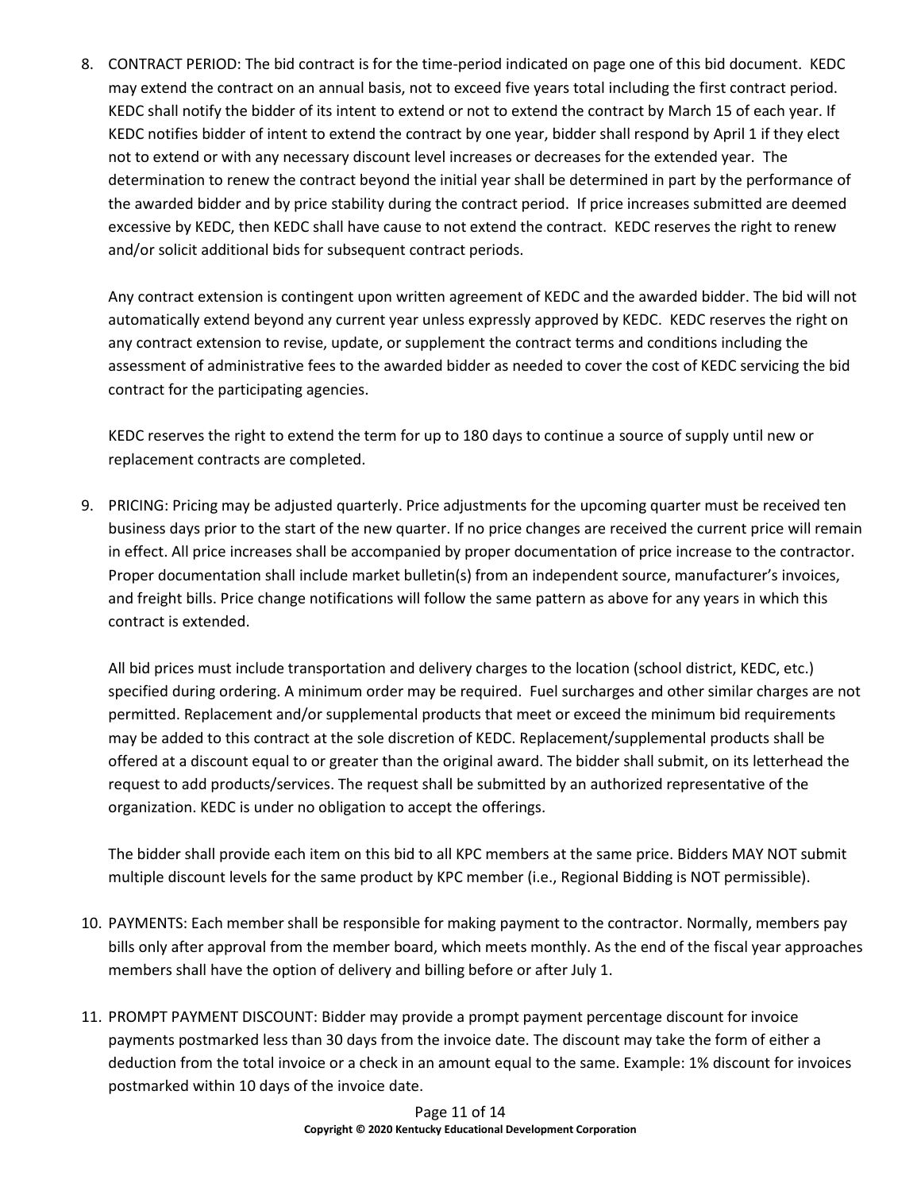8. CONTRACT PERIOD: The bid contract is for the time-period indicated on page one of this bid document. KEDC may extend the contract on an annual basis, not to exceed five years total including the first contract period. KEDC shall notify the bidder of its intent to extend or not to extend the contract by March 15 of each year. If KEDC notifies bidder of intent to extend the contract by one year, bidder shall respond by April 1 if they elect not to extend or with any necessary discount level increases or decreases for the extended year. The determination to renew the contract beyond the initial year shall be determined in part by the performance of the awarded bidder and by price stability during the contract period. If price increases submitted are deemed excessive by KEDC, then KEDC shall have cause to not extend the contract. KEDC reserves the right to renew and/or solicit additional bids for subsequent contract periods.

   Any contract extension is contingent upon written agreement of KEDC and the awarded bidder. The bid will not automatically extend beyond any current year unless expressly approved by KEDC. KEDC reserves the right on any contract extension to revise, update, or supplement the contract terms and conditions including the assessment of administrative fees to the awarded bidder as needed to cover the cost of KEDC servicing the bid contract for the participating agencies.

   KEDC reserves the right to extend the term for up to 180 days to continue a source of supply until new or replacement contracts are completed.

9. PRICING: Pricing may be adjusted quarterly. Price adjustments for the upcoming quarter must be received ten business days prior to the start of the new quarter. If no price changes are received the current price will remain in effect. All price increases shall be accompanied by proper documentation of price increase to the contractor. Proper documentation shall include market bulletin(s) from an independent source, manufacturer's invoices, and freight bills. Price change notifications will follow the same pattern as above for any years in which this contract is extended.

   All bid prices must include transportation and delivery charges to the location (school district, KEDC, etc.) specified during ordering. A minimum order may be required. Fuel surcharges and other similar charges are not permitted. Replacement and/or supplemental products that meet or exceed the minimum bid requirements may be added to this contract at the sole discretion of KEDC. Replacement/supplemental products shall be offered at a discount equal to or greater than the original award. The bidder shall submit, on its letterhead the request to add products/services. The request shall be submitted by an authorized representative of the organization. KEDC is under no obligation to accept the offerings.

   The bidder shall provide each item on this bid to all KPC members at the same price. Bidders MAY NOT submit multiple discount levels for the same product by KPC member (i.e., Regional Bidding is NOT permissible).

10. PAYMENTS: Each member shall be responsible for making payment to the contractor. Normally, members pay bills only after approval from the member board, which meets monthly. As the end of the fiscal year approaches members shall have the option of delivery and billing before or after July 1.

11. PROMPT PAYMENT DISCOUNT: Bidder may provide a prompt payment percentage discount for invoice payments postmarked less than 30 days from the invoice date. The discount may take the form of either a deduction from the total invoice or a check in an amount equal to the same. Example: 1% discount for invoices postmarked within 10 days of the invoice date.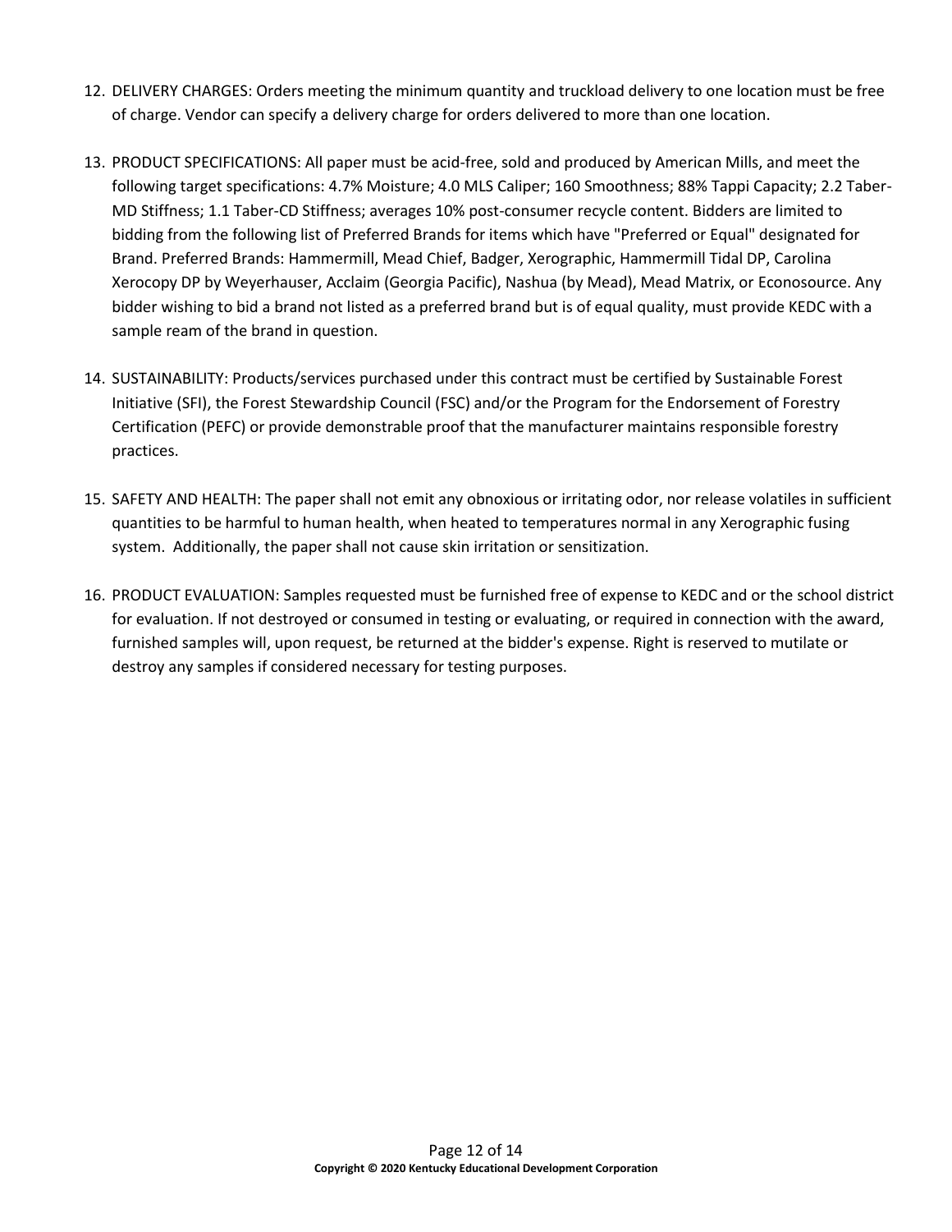12. DELIVERY CHARGES: Orders meeting the minimum quantity and truckload delivery to one location must be free of charge. Vendor can specify a delivery charge for orders delivered to more than one location.

13. PRODUCT SPECIFICATIONS: All paper must be acid-free, sold and produced by American Mills, and meet the following target specifications: 4.7% Moisture; 4.0 MLS Caliper; 160 Smoothness; 88% Tappi Capacity; 2.2 Taber-MD Stiffness; 1.1 Taber-CD Stiffness; averages 10% post-consumer recycle content. Bidders are limited to bidding from the following list of Preferred Brands for items which have "Preferred or Equal" designated for Brand. Preferred Brands: Hammermill, Mead Chief, Badger, Xerographic, Hammermill Tidal DP, Carolina Xerocopy DP by Weyerhauser, Acclaim (Georgia Pacific), Nashua (by Mead), Mead Matrix, or Econosource. Any bidder wishing to bid a brand not listed as a preferred brand but is of equal quality, must provide KEDC with a sample ream of the brand in question.

14. SUSTAINABILITY: Products/services purchased under this contract must be certified by Sustainable Forest Initiative (SFI), the Forest Stewardship Council (FSC) and/or the Program for the Endorsement of Forestry Certification (PEFC) or provide demonstrable proof that the manufacturer maintains responsible forestry practices.

15. SAFETY AND HEALTH: The paper shall not emit any obnoxious or irritating odor, nor release volatiles in sufficient quantities to be harmful to human health, when heated to temperatures normal in any Xerographic fusing system. Additionally, the paper shall not cause skin irritation or sensitization.

16. PRODUCT EVALUATION: Samples requested must be furnished free of expense to KEDC and or the school district for evaluation. If not destroyed or consumed in testing or evaluating, or required in connection with the award, furnished samples will, upon request, be returned at the bidder's expense. Right is reserved to mutilate or destroy any samples if considered necessary for testing purposes.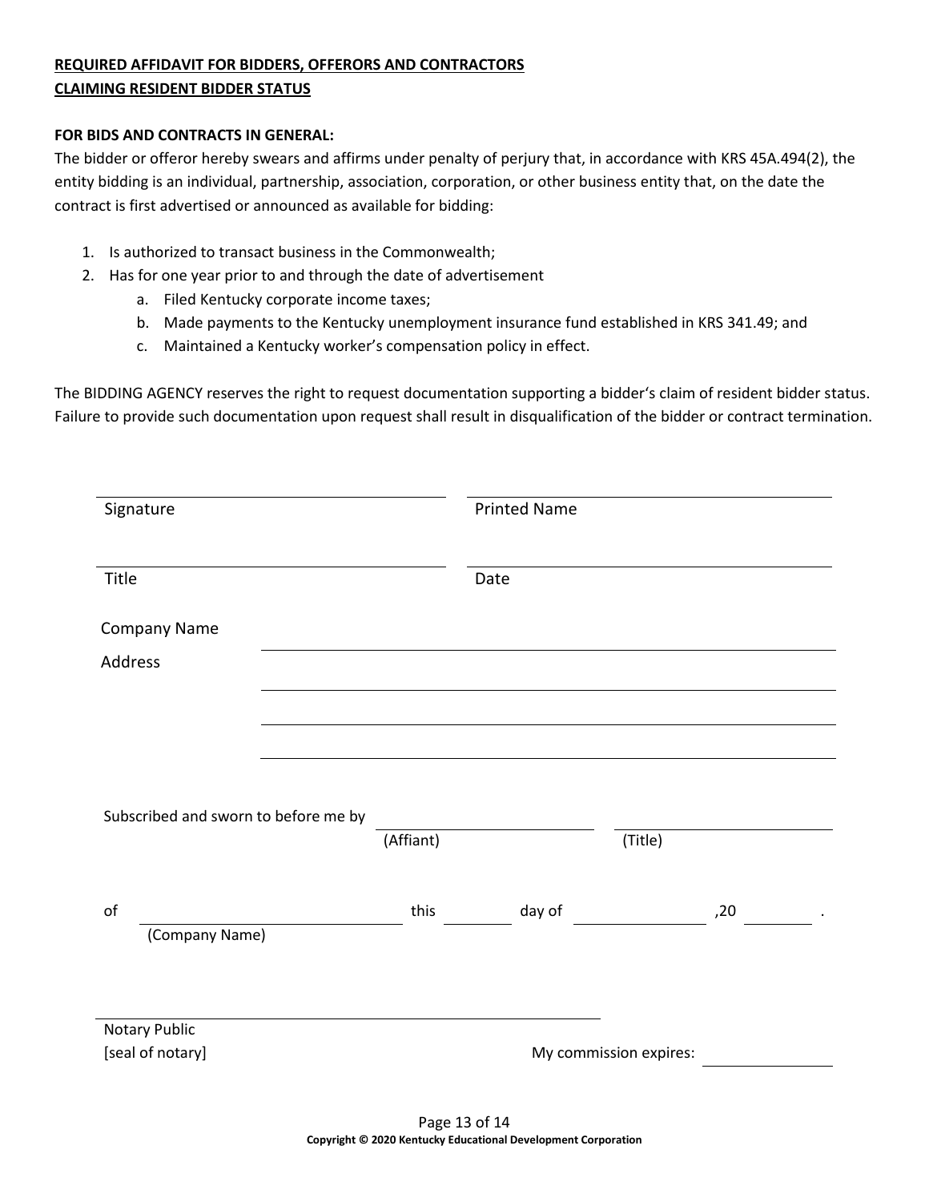**REQUIRED AFFIDAVIT FOR BIDDERS, OFFERORS AND CONTRACTORS CLAIMING RESIDENT BIDDER STATUS**

**FOR BIDS AND CONTRACTS IN GENERAL:**

The bidder or offeror hereby swears and affirms under penalty of perjury that, in accordance with KRS 45A.494(2), the entity bidding is an individual, partnership, association, corporation, or other business entity that, on the date the contract is first advertised or announced as available for bidding:

1. Is authorized to transact business in the Commonwealth;
2. Has for one year prior to and through the date of advertisement
   a. Filed Kentucky corporate income taxes;
   b. Made payments to the Kentucky unemployment insurance fund established in KRS 341.49; and
   c. Maintained a Kentucky worker's compensation policy in effect.

The BIDDING AGENCY reserves the right to request documentation supporting a bidder's claim of resident bidder status. Failure to provide such documentation upon request shall result in disqualification of the bidder or contract termination.

\_\_\_\_\_\_\_\_\_\_\_\_\_\_\_\_\_\_\_\_\_\_\_\_\_\_\_\_ \_\_\_\_\_\_\_\_\_\_\_\_\_\_\_\_\_\_\_\_\_\_\_\_\_\_\_\_
Signature Printed Name

\_\_\_\_\_\_\_\_\_\_\_\_\_\_\_\_\_\_\_\_\_\_\_\_\_\_\_\_ \_\_\_\_\_\_\_\_\_\_\_\_\_\_\_\_\_\_\_\_\_\_\_\_\_\_\_\_
Title Date

Company Name \_\_\_\_\_\_\_\_\_\_\_\_\_\_\_\_\_\_\_\_\_\_\_\_\_\_\_\_\_\_\_\_\_\_\_\_\_\_\_\_

Address \_\_\_\_\_\_\_\_\_\_\_\_\_\_\_\_\_\_\_\_\_\_\_\_\_\_\_\_\_\_\_\_\_\_\_\_\_\_\_\_

\_\_\_\_\_\_\_\_\_\_\_\_\_\_\_\_\_\_\_\_\_\_\_\_\_\_\_\_\_\_\_\_\_\_\_\_\_\_\_\_

\_\_\_\_\_\_\_\_\_\_\_\_\_\_\_\_\_\_\_\_\_\_\_\_\_\_\_\_\_\_\_\_\_\_\_\_\_\_\_\_

Subscribed and sworn to before me by \_\_\_\_\_\_\_\_\_\_\_\_\_\_\_\_\_\_ \_\_\_\_\_\_\_\_\_\_\_\_\_\_\_\_\_\_
(Affiant) (Title)

of \_\_\_\_\_\_\_\_\_\_\_\_\_\_\_\_\_\_\_\_ this \_\_\_\_\_\_ day of \_\_\_\_\_\_\_\_\_\_\_\_ ,20 \_\_\_\_\_\_ .
(Company Name)

\_\_\_\_\_\_\_\_\_\_\_\_\_\_\_\_\_\_\_\_\_\_\_\_\_\_\_\_\_\_\_\_\_\_\_\_\_\_\_\_
Notary Public
[seal of notary] My commission expires: \_\_\_\_\_\_\_\_\_\_\_\_

Copyright © 2020 Kentucky Educational Development Corporation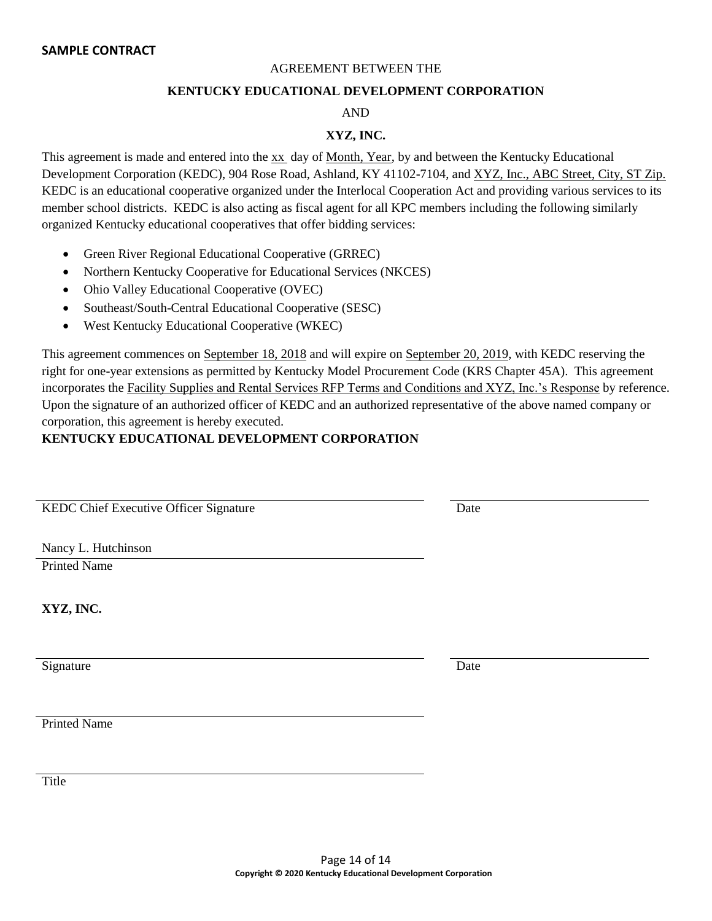**SAMPLE CONTRACT**

AGREEMENT BETWEEN THE

**KENTUCKY EDUCATIONAL DEVELOPMENT CORPORATION**

AND

**XYZ, INC.**

This agreement is made and entered into the xx day of Month, Year, by and between the Kentucky Educational Development Corporation (KEDC), 904 Rose Road, Ashland, KY 41102-7104, and XYZ, Inc., ABC Street, City, ST Zip. KEDC is an educational cooperative organized under the Interlocal Cooperation Act and providing various services to its member school districts. KEDC is also acting as fiscal agent for all KPC members including the following similarly organized Kentucky educational cooperatives that offer bidding services:

- Green River Regional Educational Cooperative (GRREC)
- Northern Kentucky Cooperative for Educational Services (NKCES)
- Ohio Valley Educational Cooperative (OVEC)
- Southeast/South-Central Educational Cooperative (SESC)
- West Kentucky Educational Cooperative (WKEC)

This agreement commences on September 18, 2018 and will expire on September 20, 2019, with KEDC reserving the right for one-year extensions as permitted by Kentucky Model Procurement Code (KRS Chapter 45A). This agreement incorporates the Facility Supplies and Rental Services RFP Terms and Conditions and XYZ, Inc.'s Response by reference. Upon the signature of an authorized officer of KEDC and an authorized representative of the above named company or corporation, this agreement is hereby executed.

**KENTUCKY EDUCATIONAL DEVELOPMENT CORPORATION**

KEDC Chief Executive Officer Signature ____________________ Date ____________

Nancy L. Hutchinson
Printed Name

**XYZ, INC.**

Signature ____________________ Date ____________

Printed Name ____________________

Title ____________________